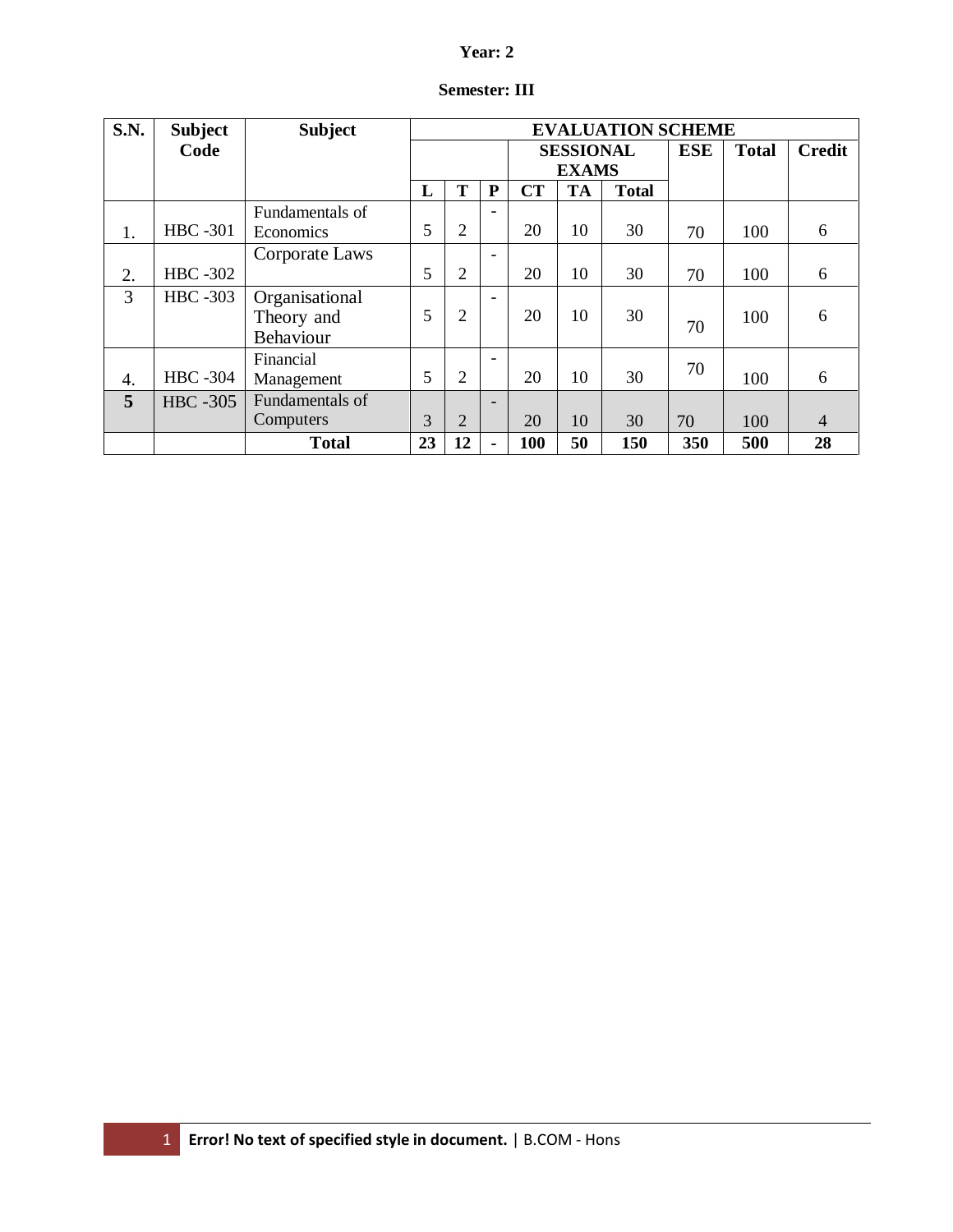**Year: 2**

**Semester: III**

| S.N. | Subject Code | Subject | EVALUATION SCHEME | | | | | | | | |
|---|---|---|---|---|---|---|---|---|---|---|---|
| | | | | | | SESSIONAL EXAMS | | | ESE | Total | Credit |
| | | | L | T | P | CT | TA | Total | | | |
| 1. | HBC -301 | Fundamentals of Economics | 5 | 2 | - | 20 | 10 | 30 | 70 | 100 | 6 |
| 2. | HBC -302 | Corporate Laws | 5 | 2 | - | 20 | 10 | 30 | 70 | 100 | 6 |
| 3 | HBC -303 | Organisational Theory and Behaviour | 5 | 2 | - | 20 | 10 | 30 | 70 | 100 | 6 |
| 4. | HBC -304 | Financial Management | 5 | 2 | - | 20 | 10 | 30 | 70 | 100 | 6 |
| **5** | HBC -305 | Fundamentals of Computers | 3 | 2 | - | 20 | 10 | 30 | 70 | 100 | 4 |
| | | **Total** | **23** | **12** | **-** | **100** | **50** | **150** | **350** | **500** | **28** |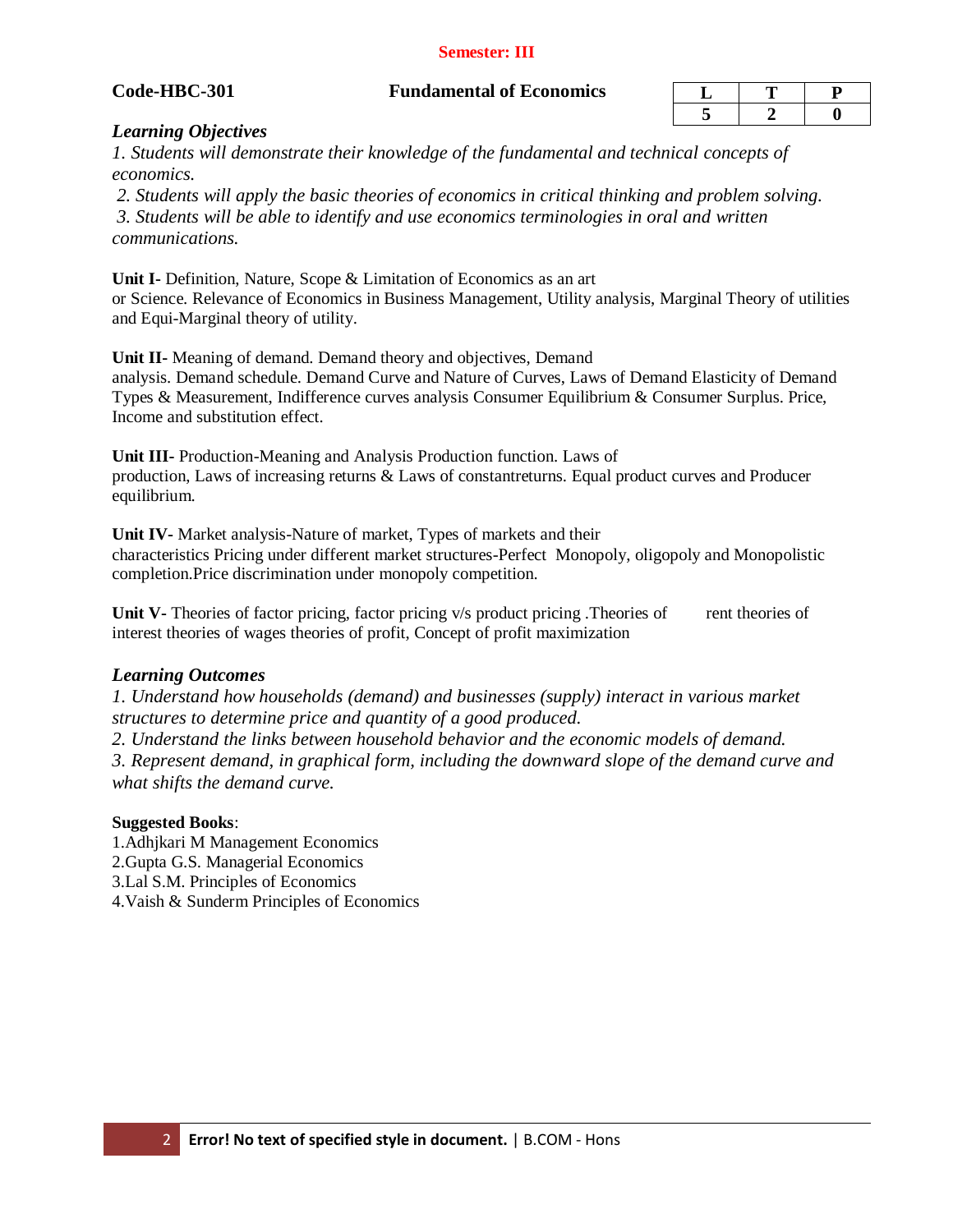**Semester: III**

**Code-HBC-301** **Fundamental of Economics**

| L | T | P |
|---|---|---|
| 5 | 2 | 0 |

### *Learning Objectives*

*1. Students will demonstrate their knowledge of the fundamental and technical concepts of economics.*

*2. Students will apply the basic theories of economics in critical thinking and problem solving.*

*3. Students will be able to identify and use economics terminologies in oral and written communications.*

**Unit I-** Definition, Nature, Scope & Limitation of Economics as an art or Science. Relevance of Economics in Business Management, Utility analysis, Marginal Theory of utilities and Equi-Marginal theory of utility.

**Unit II-** Meaning of demand. Demand theory and objectives, Demand analysis. Demand schedule. Demand Curve and Nature of Curves, Laws of Demand Elasticity of Demand Types & Measurement, Indifference curves analysis Consumer Equilibrium & Consumer Surplus. Price, Income and substitution effect.

**Unit III-** Production-Meaning and Analysis Production function. Laws of production, Laws of increasing returns & Laws of constantreturns. Equal product curves and Producer equilibrium.

**Unit IV-** Market analysis-Nature of market, Types of markets and their characteristics Pricing under different market structures-Perfect Monopoly, oligopoly and Monopolistic completion.Price discrimination under monopoly competition.

**Unit V-** Theories of factor pricing, factor pricing v/s product pricing .Theories of rent theories of interest theories of wages theories of profit, Concept of profit maximization

### *Learning Outcomes*

*1. Understand how households (demand) and businesses (supply) interact in various market structures to determine price and quantity of a good produced.*

*2. Understand the links between household behavior and the economic models of demand.*

*3. Represent demand, in graphical form, including the downward slope of the demand curve and what shifts the demand curve.*

**Suggested Books**:

1.Adhjkari M Management Economics
2.Gupta G.S. Managerial Economics
3.Lal S.M. Principles of Economics
4.Vaish & Sunderm Principles of Economics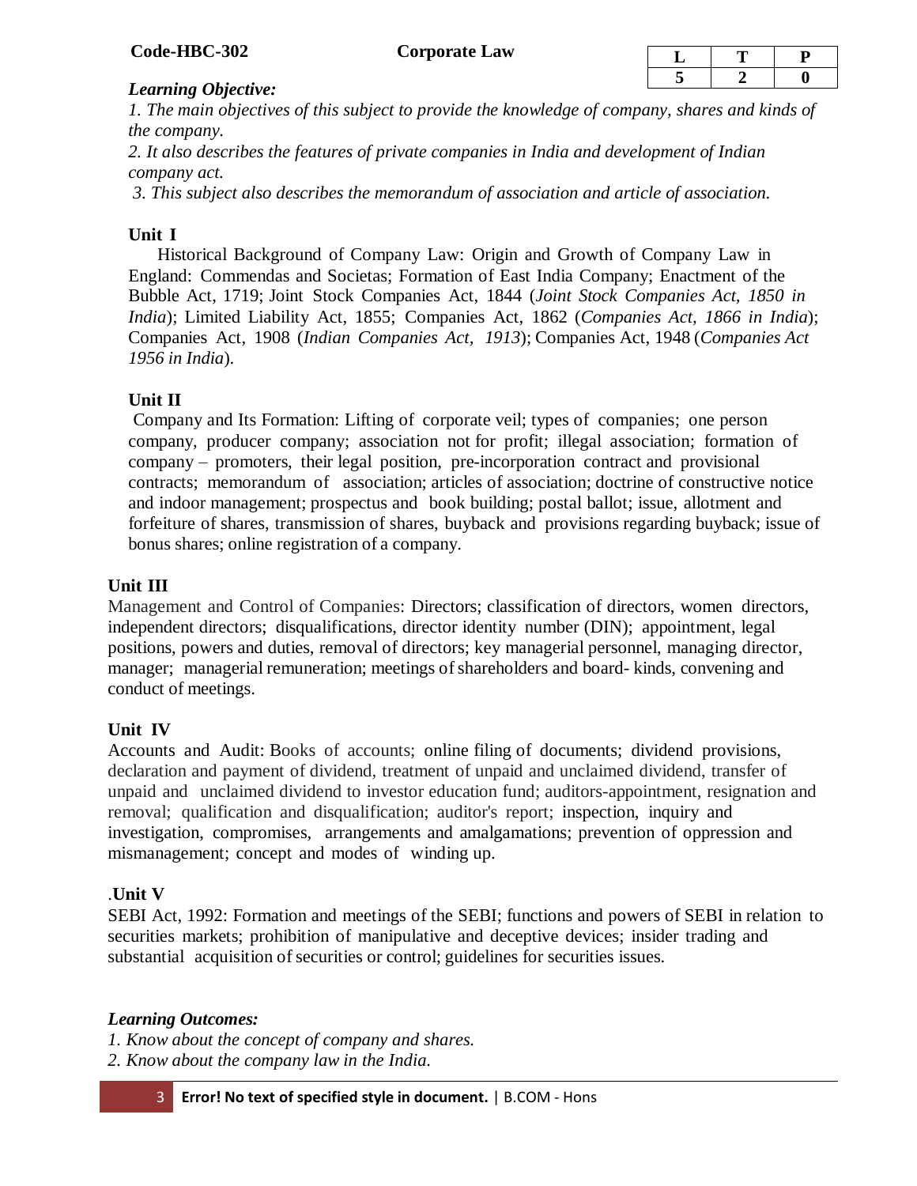**Code-HBC-302** **Corporate Law**

| L | T | P |
|---|---|---|
| 5 | 2 | 0 |

***Learning Objective:***

*1. The main objectives of this subject to provide the knowledge of company, shares and kinds of the company.*

*2. It also describes the features of private companies in India and development of Indian company act.*

*3. This subject also describes the memorandum of association and article of association.*

**Unit I**

Historical Background of Company Law: Origin and Growth of Company Law in England: Commendas and Societas; Formation of East India Company; Enactment of the Bubble Act, 1719; Joint Stock Companies Act, 1844 (*Joint Stock Companies Act, 1850 in India*); Limited Liability Act, 1855; Companies Act, 1862 (*Companies Act, 1866 in India*); Companies Act, 1908 (*Indian Companies Act, 1913*); Companies Act, 1948 (*Companies Act 1956 in India*).

**Unit II**

Company and Its Formation: Lifting of corporate veil; types of companies; one person company, producer company; association not for profit; illegal association; formation of company – promoters, their legal position, pre-incorporation contract and provisional contracts; memorandum of association; articles of association; doctrine of constructive notice and indoor management; prospectus and book building; postal ballot; issue, allotment and forfeiture of shares, transmission of shares, buyback and provisions regarding buyback; issue of bonus shares; online registration of a company.

**Unit III**

Management and Control of Companies: Directors; classification of directors, women directors, independent directors; disqualifications, director identity number (DIN); appointment, legal positions, powers and duties, removal of directors; key managerial personnel, managing director, manager; managerial remuneration; meetings of shareholders and board- kinds, convening and conduct of meetings.

**Unit IV**

Accounts and Audit: Books of accounts; online filing of documents; dividend provisions, declaration and payment of dividend, treatment of unpaid and unclaimed dividend, transfer of unpaid and unclaimed dividend to investor education fund; auditors-appointment, resignation and removal; qualification and disqualification; auditor's report; inspection, inquiry and investigation, compromises, arrangements and amalgamations; prevention of oppression and mismanagement; concept and modes of winding up.

.**Unit V**

SEBI Act, 1992: Formation and meetings of the SEBI; functions and powers of SEBI in relation to securities markets; prohibition of manipulative and deceptive devices; insider trading and substantial acquisition of securities or control; guidelines for securities issues.

***Learning Outcomes:***

*1. Know about the concept of company and shares.*

*2. Know about the company law in the India.*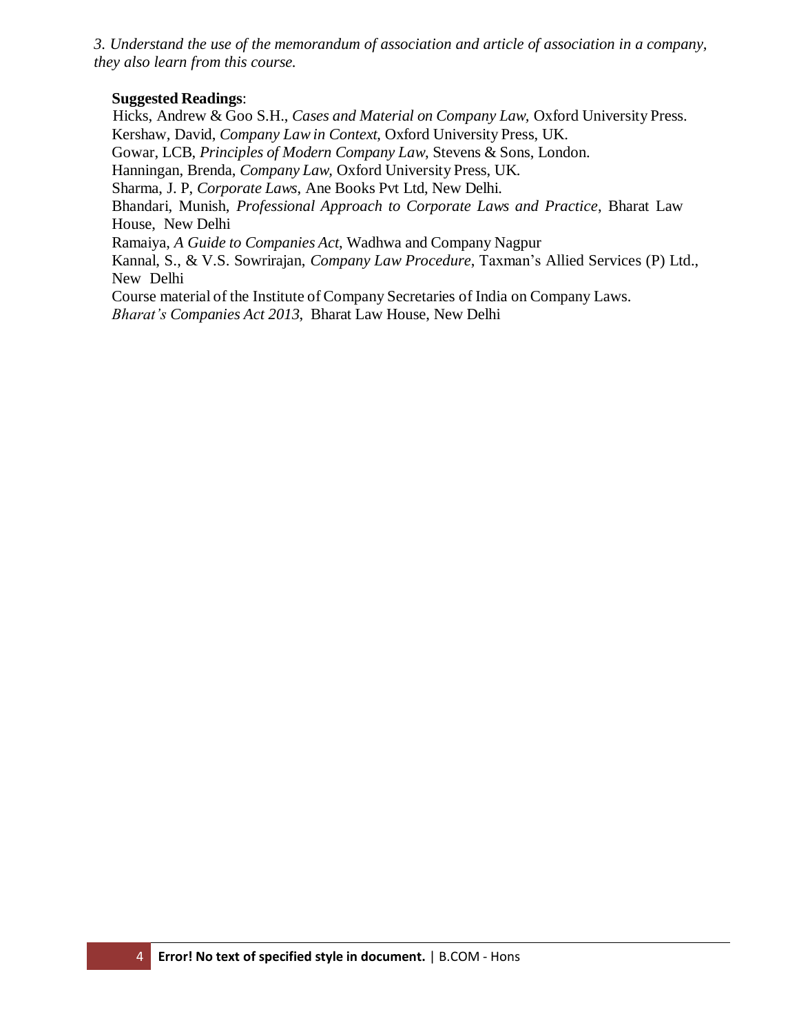*3. Understand the use of the memorandum of association and article of association in a company, they also learn from this course.*

**Suggested Readings**:

Hicks, Andrew & Goo S.H., *Cases and Material on Company Law*, Oxford University Press.
Kershaw, David, *Company Law in Context*, Oxford University Press, UK.
Gowar, LCB, *Principles of Modern Company Law*, Stevens & Sons, London.
Hanningan, Brenda, *Company Law*, Oxford University Press, UK.
Sharma, J. P, *Corporate Laws*, Ane Books Pvt Ltd, New Delhi.
Bhandari, Munish, *Professional Approach to Corporate Laws and Practice*, Bharat Law House, New Delhi
Ramaiya, *A Guide to Companies Act*, Wadhwa and Company Nagpur
Kannal, S., & V.S. Sowrirajan, *Company Law Procedure*, Taxman's Allied Services (P) Ltd., New Delhi
Course material of the Institute of Company Secretaries of India on Company Laws.
*Bharat's Companies Act 2013*, Bharat Law House, New Delhi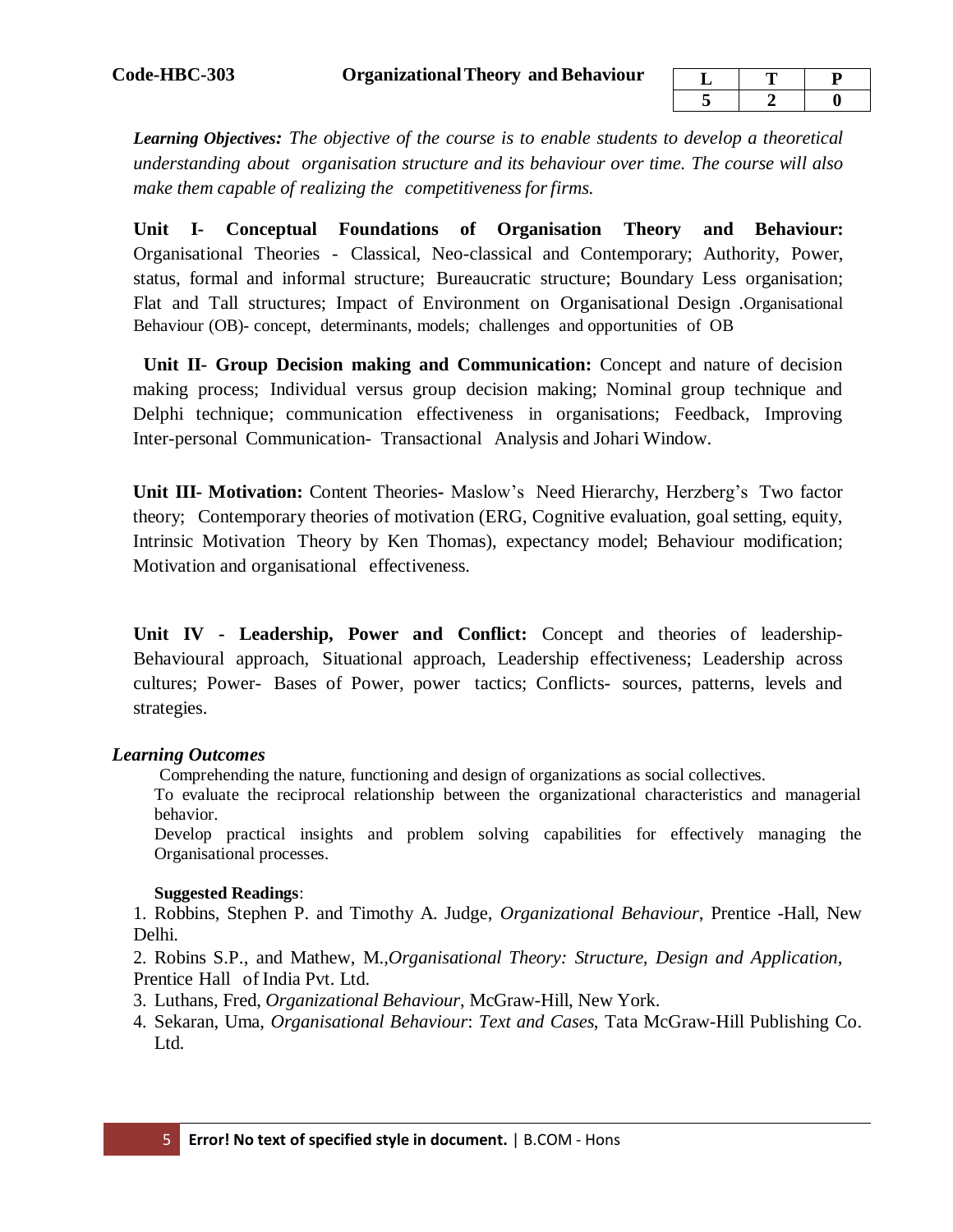**Code-HBC-303** **Organizational Theory and Behaviour**

| L | T | P |
|---|---|---|
| 5 | 2 | 0 |

***Learning Objectives:*** *The objective of the course is to enable students to develop a theoretical understanding about organisation structure and its behaviour over time. The course will also make them capable of realizing the competitiveness for firms.*

**Unit I- Conceptual Foundations of Organisation Theory and Behaviour:** Organisational Theories - Classical, Neo-classical and Contemporary; Authority, Power, status, formal and informal structure; Bureaucratic structure; Boundary Less organisation; Flat and Tall structures; Impact of Environment on Organisational Design .Organisational Behaviour (OB)- concept, determinants, models; challenges and opportunities of OB

**Unit II- Group Decision making and Communication:** Concept and nature of decision making process; Individual versus group decision making; Nominal group technique and Delphi technique; communication effectiveness in organisations; Feedback, Improving Inter-personal Communication- Transactional Analysis and Johari Window.

**Unit III- Motivation:** Content Theories- Maslow's Need Hierarchy, Herzberg's Two factor theory; Contemporary theories of motivation (ERG, Cognitive evaluation, goal setting, equity, Intrinsic Motivation Theory by Ken Thomas), expectancy model; Behaviour modification; Motivation and organisational effectiveness.

**Unit IV - Leadership, Power and Conflict:** Concept and theories of leadership-Behavioural approach, Situational approach, Leadership effectiveness; Leadership across cultures; Power- Bases of Power, power tactics; Conflicts- sources, patterns, levels and strategies.

***Learning Outcomes***

Comprehending the nature, functioning and design of organizations as social collectives.

To evaluate the reciprocal relationship between the organizational characteristics and managerial behavior.

Develop practical insights and problem solving capabilities for effectively managing the Organisational processes.

**Suggested Readings**:

1. Robbins, Stephen P. and Timothy A. Judge, *Organizational Behaviour*, Prentice -Hall, New Delhi.
2. Robins S.P., and Mathew, M.,*Organisational Theory: Structure, Design and Application*, Prentice Hall of India Pvt. Ltd.
3. Luthans, Fred, *Organizational Behaviour*, McGraw-Hill, New York.
4. Sekaran, Uma, *Organisational Behaviour*: *Text and Cases*, Tata McGraw-Hill Publishing Co. Ltd.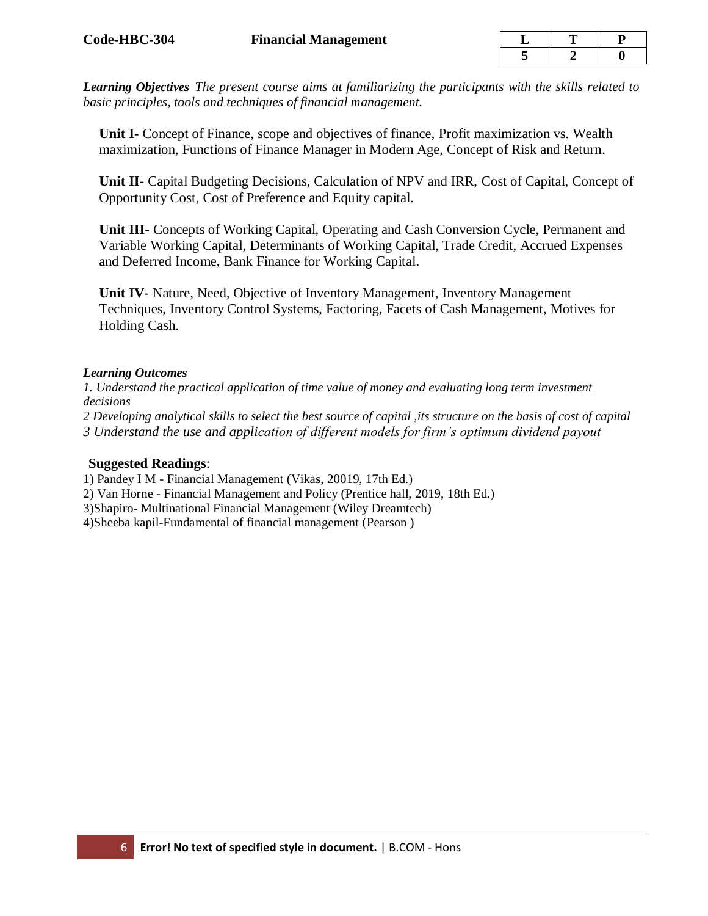**Code-HBC-304** **Financial Management**

| L | T | P |
|---|---|---|
| 5 | 2 | 0 |

***Learning Objectives*** *The present course aims at familiarizing the participants with the skills related to basic principles, tools and techniques of financial management.*

**Unit I-** Concept of Finance, scope and objectives of finance, Profit maximization vs. Wealth maximization, Functions of Finance Manager in Modern Age, Concept of Risk and Return.

**Unit II-** Capital Budgeting Decisions, Calculation of NPV and IRR, Cost of Capital, Concept of Opportunity Cost, Cost of Preference and Equity capital.

**Unit III-** Concepts of Working Capital, Operating and Cash Conversion Cycle, Permanent and Variable Working Capital, Determinants of Working Capital, Trade Credit, Accrued Expenses and Deferred Income, Bank Finance for Working Capital.

**Unit IV-** Nature, Need, Objective of Inventory Management, Inventory Management Techniques, Inventory Control Systems, Factoring, Facets of Cash Management, Motives for Holding Cash.

***Learning Outcomes***

*1. Understand the practical application of time value of money and evaluating long term investment decisions*

*2 Developing analytical skills to select the best source of capital ,its structure on the basis of cost of capital*

*3 Understand the use and application of different models for firm's optimum dividend payout*

**Suggested Readings**:

1) Pandey I M - Financial Management (Vikas, 20019, 17th Ed.)

2) Van Horne - Financial Management and Policy (Prentice hall, 2019, 18th Ed.)

3)Shapiro- Multinational Financial Management (Wiley Dreamtech)

4)Sheeba kapil-Fundamental of financial management (Pearson )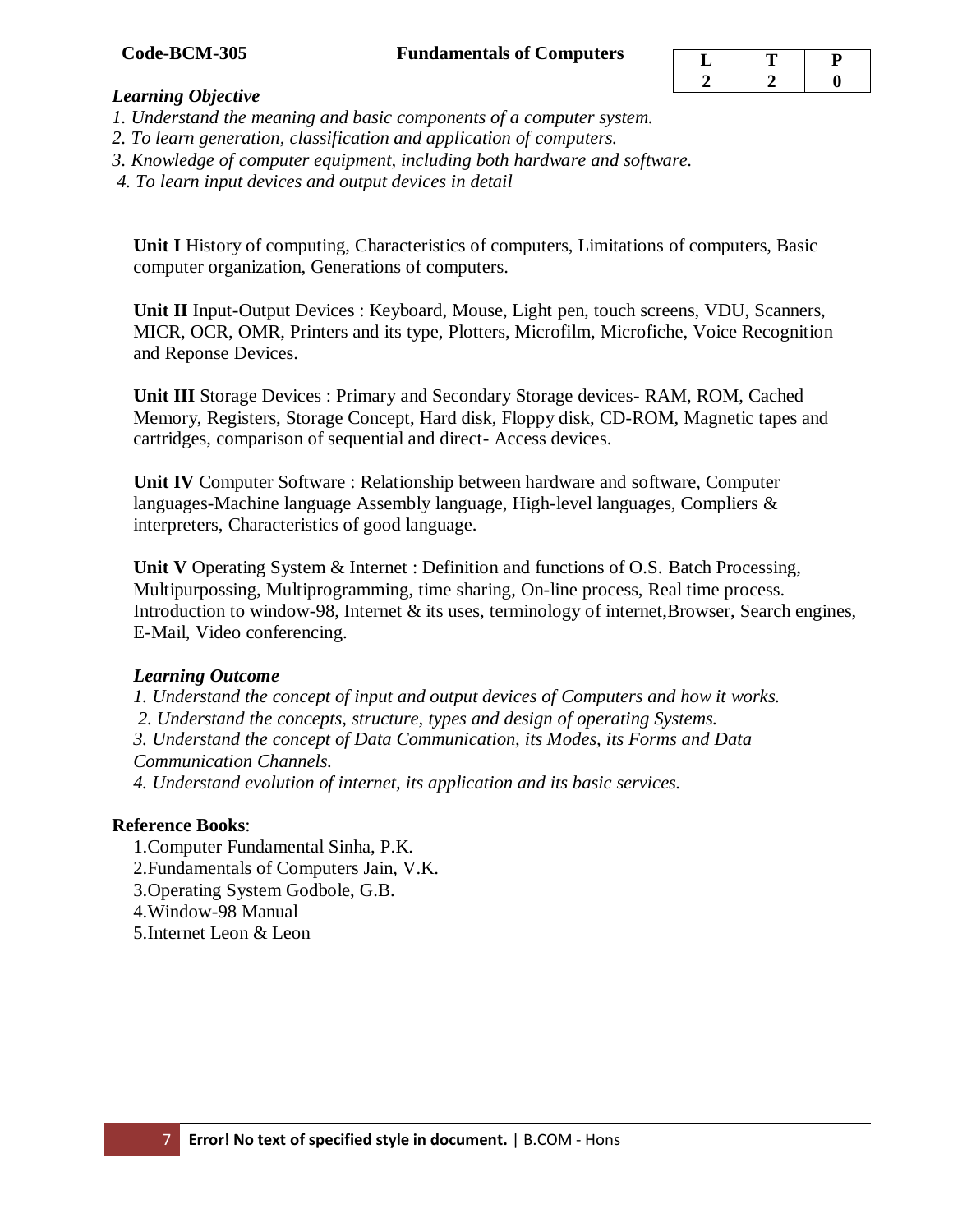**Code-BCM-305** **Fundamentals of Computers**

| L | T | P |
|---|---|---|
| 2 | 2 | 0 |

***Learning Objective***

*1. Understand the meaning and basic components of a computer system.*
*2. To learn generation, classification and application of computers.*
*3. Knowledge of computer equipment, including both hardware and software.*
*4. To learn input devices and output devices in detail*

**Unit I** History of computing, Characteristics of computers, Limitations of computers, Basic computer organization, Generations of computers.

**Unit II** Input-Output Devices : Keyboard, Mouse, Light pen, touch screens, VDU, Scanners, MICR, OCR, OMR, Printers and its type, Plotters, Microfilm, Microfiche, Voice Recognition and Reponse Devices.

**Unit III** Storage Devices : Primary and Secondary Storage devices- RAM, ROM, Cached Memory, Registers, Storage Concept, Hard disk, Floppy disk, CD-ROM, Magnetic tapes and cartridges, comparison of sequential and direct- Access devices.

**Unit IV** Computer Software : Relationship between hardware and software, Computer languages-Machine language Assembly language, High-level languages, Compliers & interpreters, Characteristics of good language.

**Unit V** Operating System & Internet : Definition and functions of O.S. Batch Processing, Multipurpossing, Multiprogramming, time sharing, On-line process, Real time process. Introduction to window-98, Internet & its uses, terminology of internet,Browser, Search engines, E-Mail, Video conferencing.

***Learning Outcome***

*1. Understand the concept of input and output devices of Computers and how it works.*
*2. Understand the concepts, structure, types and design of operating Systems.*
*3. Understand the concept of Data Communication, its Modes, its Forms and Data Communication Channels.*
*4. Understand evolution of internet, its application and its basic services.*

**Reference Books**:

1.Computer Fundamental Sinha, P.K.
2.Fundamentals of Computers Jain, V.K.
3.Operating System Godbole, G.B.
4.Window-98 Manual
5.Internet Leon & Leon